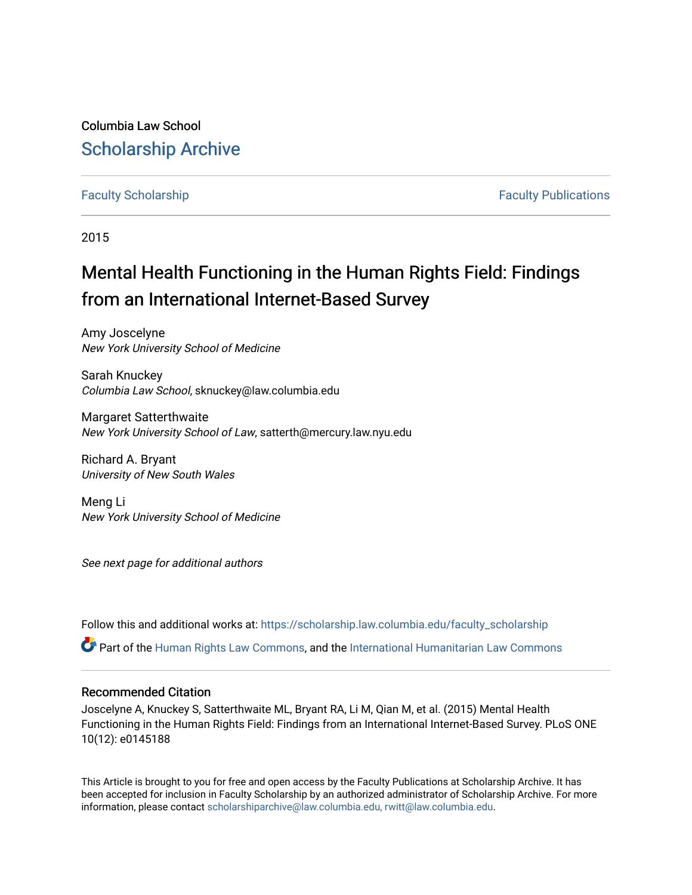Columbia Law School

## Scholarship Archive

Faculty Scholarship | Faculty Publications

2015

# Mental Health Functioning in the Human Rights Field: Findings from an International Internet-Based Survey

Amy Joscelyne
*New York University School of Medicine*

Sarah Knuckey
*Columbia Law School*, sknuckey@law.columbia.edu

Margaret Satterthwaite
*New York University School of Law*, satterth@mercury.law.nyu.edu

Richard A. Bryant
*University of New South Wales*

Meng Li
*New York University School of Medicine*

*See next page for additional authors*

Follow this and additional works at: https://scholarship.law.columbia.edu/faculty_scholarship

Part of the Human Rights Law Commons, and the International Humanitarian Law Commons

### Recommended Citation

Joscelyne A, Knuckey S, Satterthwaite ML, Bryant RA, Li M, Qian M, et al. (2015) Mental Health Functioning in the Human Rights Field: Findings from an International Internet-Based Survey. PLoS ONE 10(12): e0145188

This Article is brought to you for free and open access by the Faculty Publications at Scholarship Archive. It has been accepted for inclusion in Faculty Scholarship by an authorized administrator of Scholarship Archive. For more information, please contact scholarshiparchive@law.columbia.edu, rwitt@law.columbia.edu.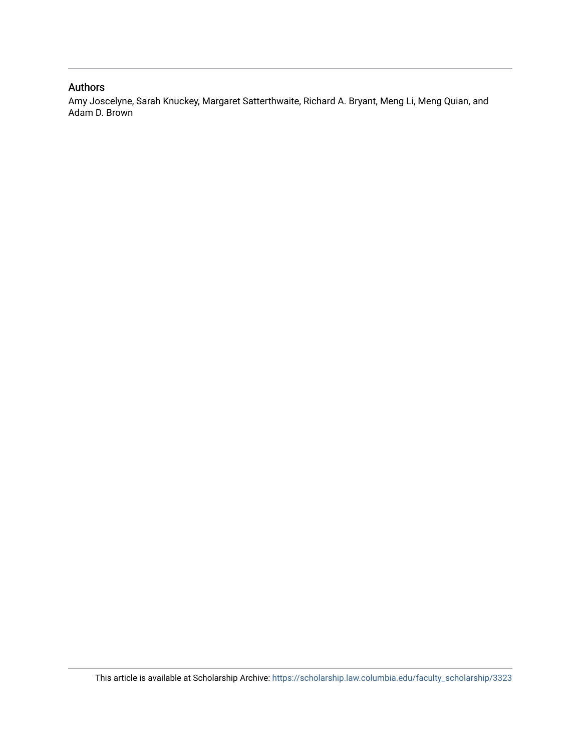## Authors

Amy Joscelyne, Sarah Knuckey, Margaret Satterthwaite, Richard A. Bryant, Meng Li, Meng Quian, and Adam D. Brown

This article is available at Scholarship Archive: https://scholarship.law.columbia.edu/faculty_scholarship/3323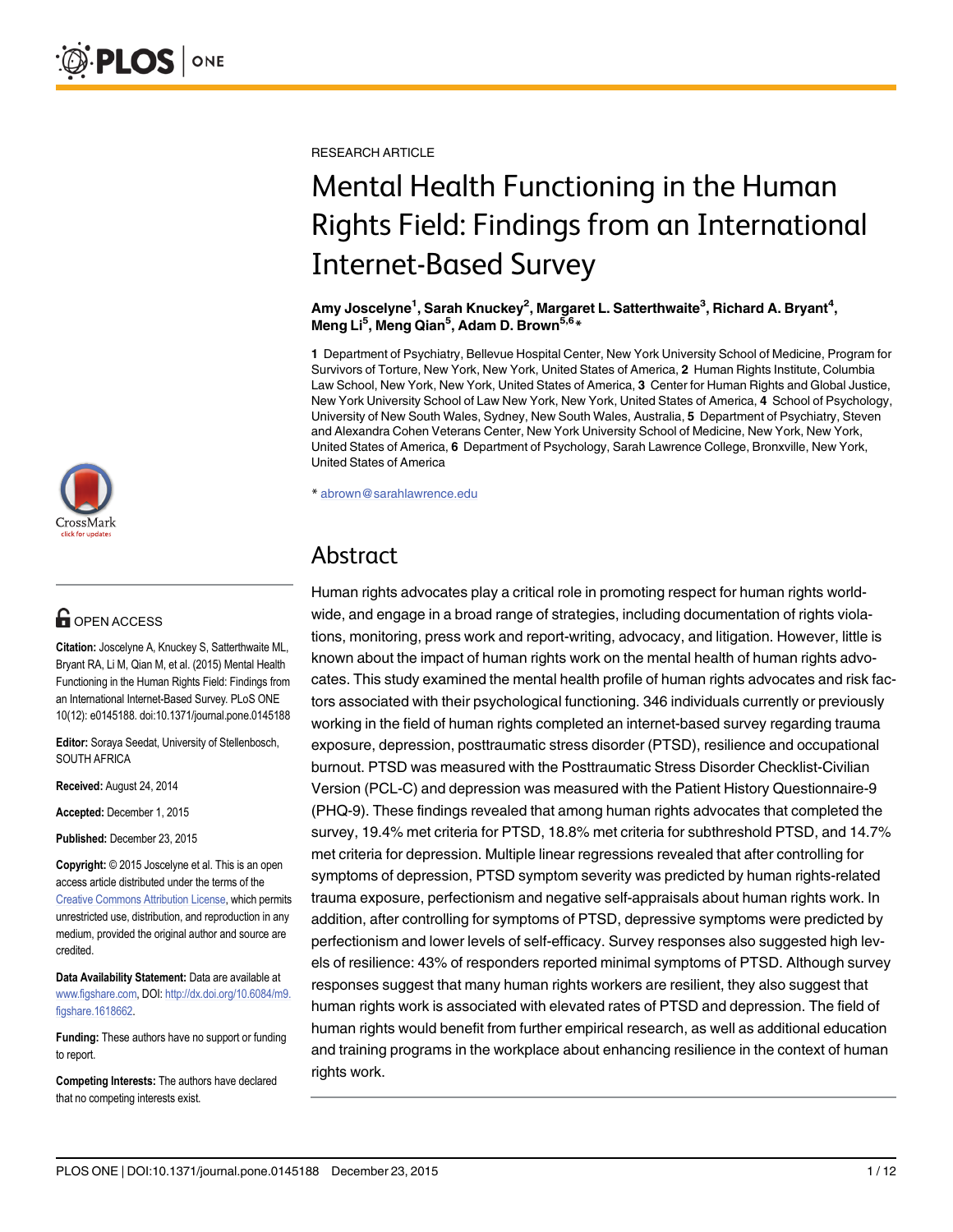RESEARCH ARTICLE

# Mental Health Functioning in the Human Rights Field: Findings from an International Internet-Based Survey

**Amy Joscelyne[1], Sarah Knuckey[2], Margaret L. Satterthwaite[3], Richard A. Bryant[4], Meng Li[5], Meng Qian[5], Adam D. Brown[5,6]***

**1** Department of Psychiatry, Bellevue Hospital Center, New York University School of Medicine, Program for Survivors of Torture, New York, New York, United States of America, **2** Human Rights Institute, Columbia Law School, New York, New York, United States of America, **3** Center for Human Rights and Global Justice, New York University School of Law New York, New York, United States of America, **4** School of Psychology, University of New South Wales, Sydney, New South Wales, Australia, **5** Department of Psychiatry, Steven and Alexandra Cohen Veterans Center, New York University School of Medicine, New York, New York, United States of America, **6** Department of Psychology, Sarah Lawrence College, Bronxville, New York, United States of America

* abrown@sarahlawrence.edu

OPEN ACCESS

**Citation:** Joscelyne A, Knuckey S, Satterthwaite ML, Bryant RA, Li M, Qian M, et al. (2015) Mental Health Functioning in the Human Rights Field: Findings from an International Internet-Based Survey. PLoS ONE 10(12): e0145188. doi:10.1371/journal.pone.0145188

**Editor:** Soraya Seedat, University of Stellenbosch, SOUTH AFRICA

**Received:** August 24, 2014

**Accepted:** December 1, 2015

**Published:** December 23, 2015

**Copyright:** © 2015 Joscelyne et al. This is an open access article distributed under the terms of the Creative Commons Attribution License, which permits unrestricted use, distribution, and reproduction in any medium, provided the original author and source are credited.

**Data Availability Statement:** Data are available at www.figshare.com, DOI: http://dx.doi.org/10.6084/m9.figshare.1618662.

**Funding:** These authors have no support or funding to report.

**Competing Interests:** The authors have declared that no competing interests exist.

## Abstract

Human rights advocates play a critical role in promoting respect for human rights worldwide, and engage in a broad range of strategies, including documentation of rights violations, monitoring, press work and report-writing, advocacy, and litigation. However, little is known about the impact of human rights work on the mental health of human rights advocates. This study examined the mental health profile of human rights advocates and risk factors associated with their psychological functioning. 346 individuals currently or previously working in the field of human rights completed an internet-based survey regarding trauma exposure, depression, posttraumatic stress disorder (PTSD), resilience and occupational burnout. PTSD was measured with the Posttraumatic Stress Disorder Checklist-Civilian Version (PCL-C) and depression was measured with the Patient History Questionnaire-9 (PHQ-9). These findings revealed that among human rights advocates that completed the survey, 19.4% met criteria for PTSD, 18.8% met criteria for subthreshold PTSD, and 14.7% met criteria for depression. Multiple linear regressions revealed that after controlling for symptoms of depression, PTSD symptom severity was predicted by human rights-related trauma exposure, perfectionism and negative self-appraisals about human rights work. In addition, after controlling for symptoms of PTSD, depressive symptoms were predicted by perfectionism and lower levels of self-efficacy. Survey responses also suggested high levels of resilience: 43% of responders reported minimal symptoms of PTSD. Although survey responses suggest that many human rights workers are resilient, they also suggest that human rights work is associated with elevated rates of PTSD and depression. The field of human rights would benefit from further empirical research, as well as additional education and training programs in the workplace about enhancing resilience in the context of human rights work.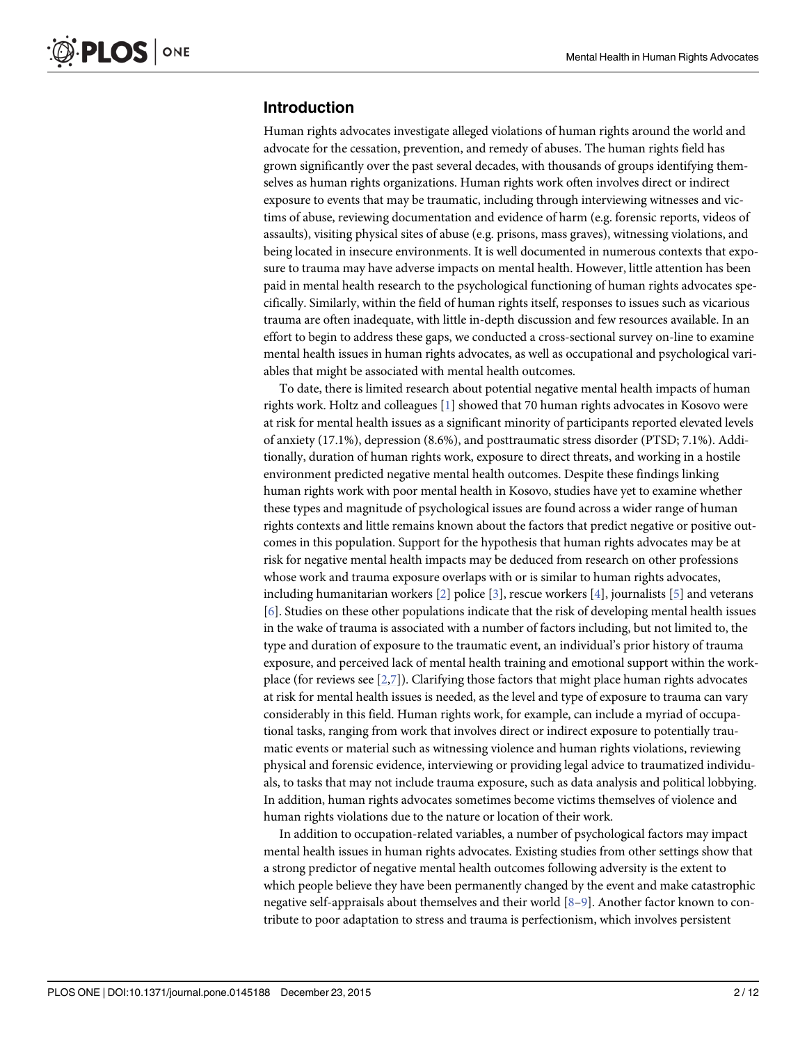## Introduction

Human rights advocates investigate alleged violations of human rights around the world and advocate for the cessation, prevention, and remedy of abuses. The human rights field has grown significantly over the past several decades, with thousands of groups identifying themselves as human rights organizations. Human rights work often involves direct or indirect exposure to events that may be traumatic, including through interviewing witnesses and victims of abuse, reviewing documentation and evidence of harm (e.g. forensic reports, videos of assaults), visiting physical sites of abuse (e.g. prisons, mass graves), witnessing violations, and being located in insecure environments. It is well documented in numerous contexts that exposure to trauma may have adverse impacts on mental health. However, little attention has been paid in mental health research to the psychological functioning of human rights advocates specifically. Similarly, within the field of human rights itself, responses to issues such as vicarious trauma are often inadequate, with little in-depth discussion and few resources available. In an effort to begin to address these gaps, we conducted a cross-sectional survey on-line to examine mental health issues in human rights advocates, as well as occupational and psychological variables that might be associated with mental health outcomes.

To date, there is limited research about potential negative mental health impacts of human rights work. Holtz and colleagues [1] showed that 70 human rights advocates in Kosovo were at risk for mental health issues as a significant minority of participants reported elevated levels of anxiety (17.1%), depression (8.6%), and posttraumatic stress disorder (PTSD; 7.1%). Additionally, duration of human rights work, exposure to direct threats, and working in a hostile environment predicted negative mental health outcomes. Despite these findings linking human rights work with poor mental health in Kosovo, studies have yet to examine whether these types and magnitude of psychological issues are found across a wider range of human rights contexts and little remains known about the factors that predict negative or positive outcomes in this population. Support for the hypothesis that human rights advocates may be at risk for negative mental health impacts may be deduced from research on other professions whose work and trauma exposure overlaps with or is similar to human rights advocates, including humanitarian workers [2] police [3], rescue workers [4], journalists [5] and veterans [6]. Studies on these other populations indicate that the risk of developing mental health issues in the wake of trauma is associated with a number of factors including, but not limited to, the type and duration of exposure to the traumatic event, an individual's prior history of trauma exposure, and perceived lack of mental health training and emotional support within the workplace (for reviews see [2,7]). Clarifying those factors that might place human rights advocates at risk for mental health issues is needed, as the level and type of exposure to trauma can vary considerably in this field. Human rights work, for example, can include a myriad of occupational tasks, ranging from work that involves direct or indirect exposure to potentially traumatic events or material such as witnessing violence and human rights violations, reviewing physical and forensic evidence, interviewing or providing legal advice to traumatized individuals, to tasks that may not include trauma exposure, such as data analysis and political lobbying. In addition, human rights advocates sometimes become victims themselves of violence and human rights violations due to the nature or location of their work.

In addition to occupation-related variables, a number of psychological factors may impact mental health issues in human rights advocates. Existing studies from other settings show that a strong predictor of negative mental health outcomes following adversity is the extent to which people believe they have been permanently changed by the event and make catastrophic negative self-appraisals about themselves and their world [8–9]. Another factor known to contribute to poor adaptation to stress and trauma is perfectionism, which involves persistent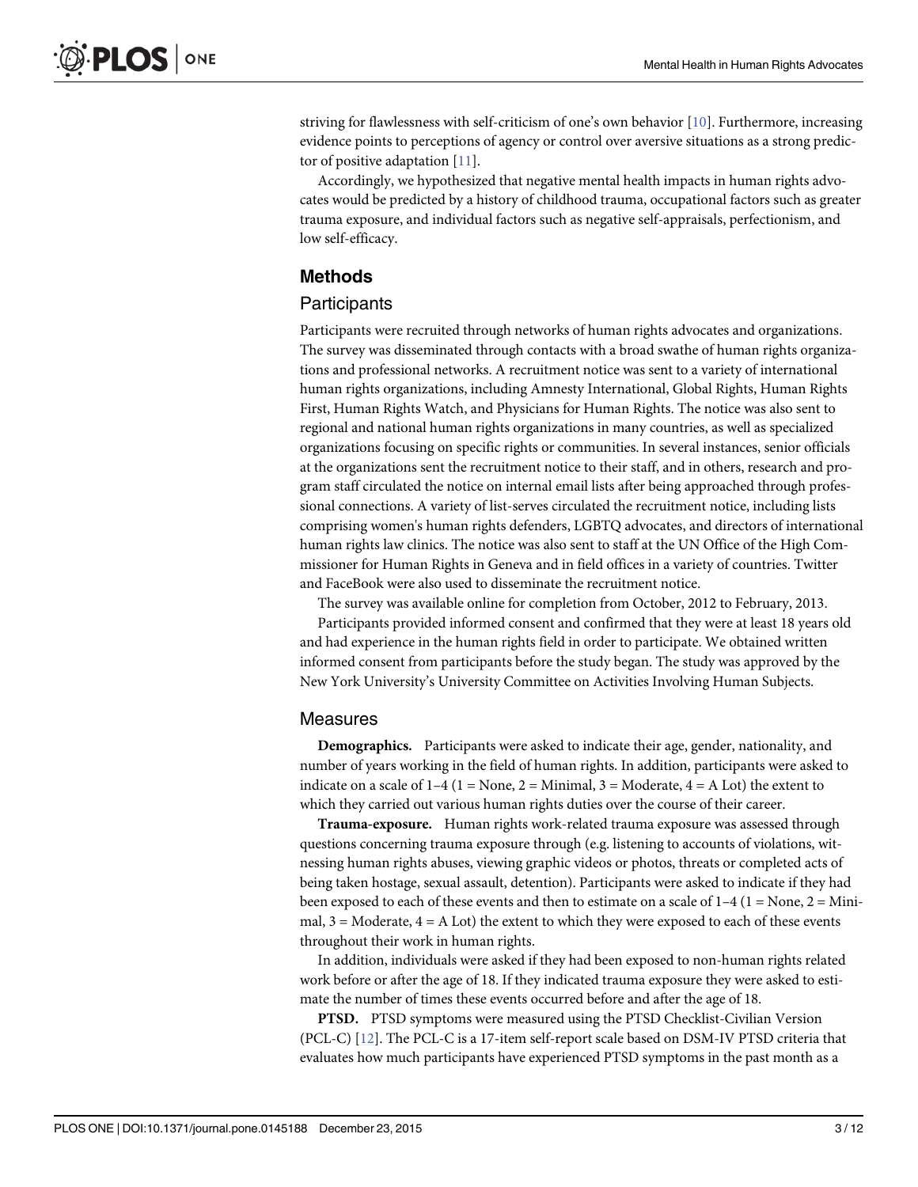striving for flawlessness with self-criticism of one's own behavior [10]. Furthermore, increasing evidence points to perceptions of agency or control over aversive situations as a strong predictor of positive adaptation [11].

Accordingly, we hypothesized that negative mental health impacts in human rights advocates would be predicted by a history of childhood trauma, occupational factors such as greater trauma exposure, and individual factors such as negative self-appraisals, perfectionism, and low self-efficacy.

## Methods

### Participants

Participants were recruited through networks of human rights advocates and organizations. The survey was disseminated through contacts with a broad swathe of human rights organizations and professional networks. A recruitment notice was sent to a variety of international human rights organizations, including Amnesty International, Global Rights, Human Rights First, Human Rights Watch, and Physicians for Human Rights. The notice was also sent to regional and national human rights organizations in many countries, as well as specialized organizations focusing on specific rights or communities. In several instances, senior officials at the organizations sent the recruitment notice to their staff, and in others, research and program staff circulated the notice on internal email lists after being approached through professional connections. A variety of list-serves circulated the recruitment notice, including lists comprising women's human rights defenders, LGBTQ advocates, and directors of international human rights law clinics. The notice was also sent to staff at the UN Office of the High Commissioner for Human Rights in Geneva and in field offices in a variety of countries. Twitter and FaceBook were also used to disseminate the recruitment notice.

The survey was available online for completion from October, 2012 to February, 2013.

Participants provided informed consent and confirmed that they were at least 18 years old and had experience in the human rights field in order to participate. We obtained written informed consent from participants before the study began. The study was approved by the New York University's University Committee on Activities Involving Human Subjects.

### Measures

**Demographics.** Participants were asked to indicate their age, gender, nationality, and number of years working in the field of human rights. In addition, participants were asked to indicate on a scale of 1–4 (1 = None, 2 = Minimal, 3 = Moderate, 4 = A Lot) the extent to which they carried out various human rights duties over the course of their career.

**Trauma-exposure.** Human rights work-related trauma exposure was assessed through questions concerning trauma exposure through (e.g. listening to accounts of violations, witnessing human rights abuses, viewing graphic videos or photos, threats or completed acts of being taken hostage, sexual assault, detention). Participants were asked to indicate if they had been exposed to each of these events and then to estimate on a scale of 1–4 (1 = None, 2 = Minimal, 3 = Moderate, 4 = A Lot) the extent to which they were exposed to each of these events throughout their work in human rights.

In addition, individuals were asked if they had been exposed to non-human rights related work before or after the age of 18. If they indicated trauma exposure they were asked to estimate the number of times these events occurred before and after the age of 18.

**PTSD.** PTSD symptoms were measured using the PTSD Checklist-Civilian Version (PCL-C) [12]. The PCL-C is a 17-item self-report scale based on DSM-IV PTSD criteria that evaluates how much participants have experienced PTSD symptoms in the past month as a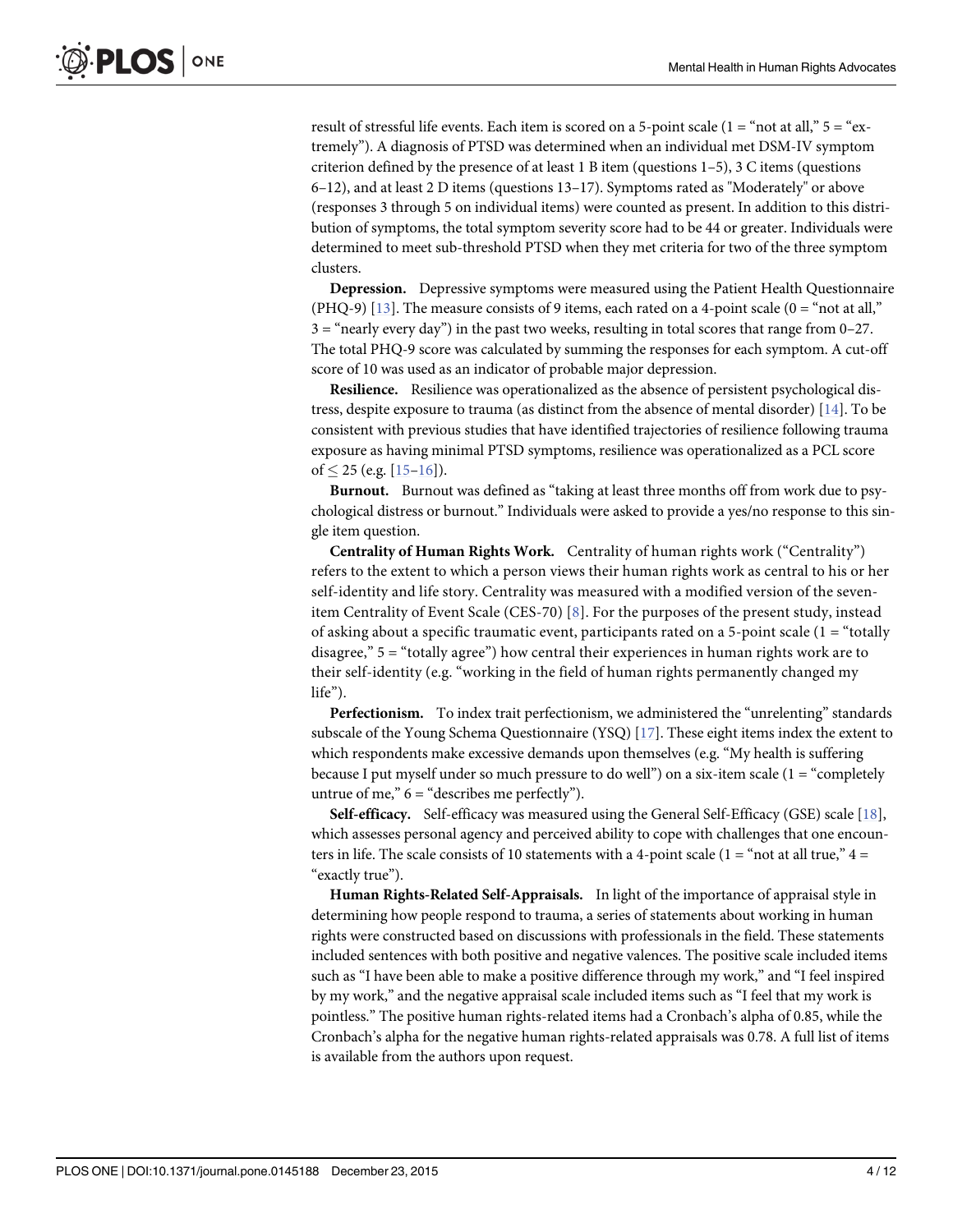result of stressful life events. Each item is scored on a 5-point scale (1 = "not at all," 5 = "extremely"). A diagnosis of PTSD was determined when an individual met DSM-IV symptom criterion defined by the presence of at least 1 B item (questions 1–5), 3 C items (questions 6–12), and at least 2 D items (questions 13–17). Symptoms rated as "Moderately" or above (responses 3 through 5 on individual items) were counted as present. In addition to this distribution of symptoms, the total symptom severity score had to be 44 or greater. Individuals were determined to meet sub-threshold PTSD when they met criteria for two of the three symptom clusters.

**Depression.** Depressive symptoms were measured using the Patient Health Questionnaire (PHQ-9) [13]. The measure consists of 9 items, each rated on a 4-point scale (0 = "not at all," 3 = "nearly every day") in the past two weeks, resulting in total scores that range from 0–27. The total PHQ-9 score was calculated by summing the responses for each symptom. A cut-off score of 10 was used as an indicator of probable major depression.

**Resilience.** Resilience was operationalized as the absence of persistent psychological distress, despite exposure to trauma (as distinct from the absence of mental disorder) [14]. To be consistent with previous studies that have identified trajectories of resilience following trauma exposure as having minimal PTSD symptoms, resilience was operationalized as a PCL score of $\leq 25$ (e.g. [15–16]).

**Burnout.** Burnout was defined as "taking at least three months off from work due to psychological distress or burnout." Individuals were asked to provide a yes/no response to this single item question.

**Centrality of Human Rights Work.** Centrality of human rights work ("Centrality") refers to the extent to which a person views their human rights work as central to his or her self-identity and life story. Centrality was measured with a modified version of the seven-item Centrality of Event Scale (CES-70) [8]. For the purposes of the present study, instead of asking about a specific traumatic event, participants rated on a 5-point scale (1 = "totally disagree," 5 = "totally agree") how central their experiences in human rights work are to their self-identity (e.g. "working in the field of human rights permanently changed my life").

**Perfectionism.** To index trait perfectionism, we administered the "unrelenting" standards subscale of the Young Schema Questionnaire (YSQ) [17]. These eight items index the extent to which respondents make excessive demands upon themselves (e.g. "My health is suffering because I put myself under so much pressure to do well") on a six-item scale (1 = "completely untrue of me," 6 = "describes me perfectly").

**Self-efficacy.** Self-efficacy was measured using the General Self-Efficacy (GSE) scale [18], which assesses personal agency and perceived ability to cope with challenges that one encounters in life. The scale consists of 10 statements with a 4-point scale (1 = "not at all true," 4 = "exactly true").

**Human Rights-Related Self-Appraisals.** In light of the importance of appraisal style in determining how people respond to trauma, a series of statements about working in human rights were constructed based on discussions with professionals in the field. These statements included sentences with both positive and negative valences. The positive scale included items such as "I have been able to make a positive difference through my work," and "I feel inspired by my work," and the negative appraisal scale included items such as "I feel that my work is pointless." The positive human rights-related items had a Cronbach's alpha of 0.85, while the Cronbach's alpha for the negative human rights-related appraisals was 0.78. A full list of items is available from the authors upon request.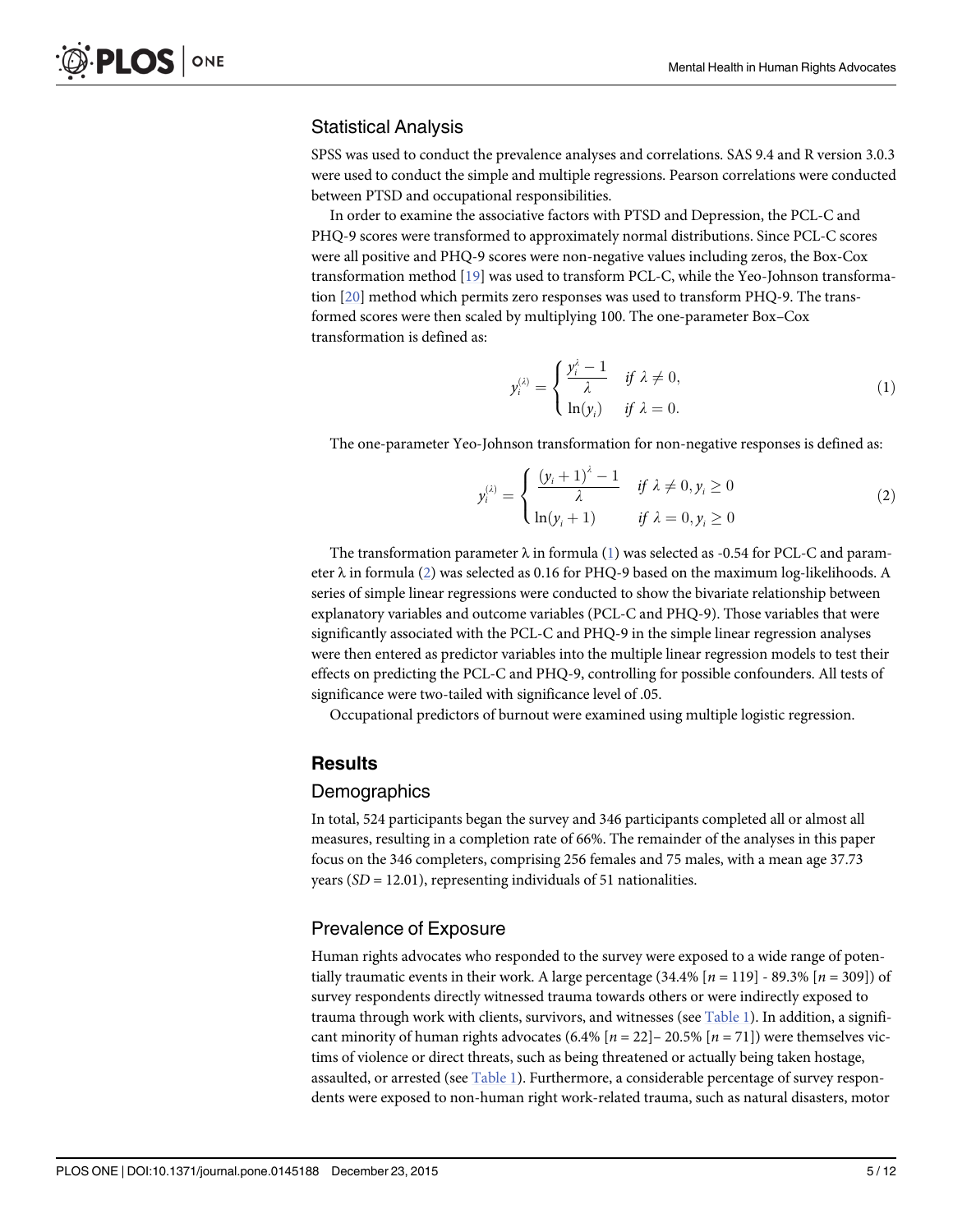## Statistical Analysis

SPSS was used to conduct the prevalence analyses and correlations. SAS 9.4 and R version 3.0.3 were used to conduct the simple and multiple regressions. Pearson correlations were conducted between PTSD and occupational responsibilities.

In order to examine the associative factors with PTSD and Depression, the PCL-C and PHQ-9 scores were transformed to approximately normal distributions. Since PCL-C scores were all positive and PHQ-9 scores were non-negative values including zeros, the Box-Cox transformation method [19] was used to transform PCL-C, while the Yeo-Johnson transformation [20] method which permits zero responses was used to transform PHQ-9. The transformed scores were then scaled by multiplying 100. The one-parameter Box–Cox transformation is defined as:

$$y_i^{(\lambda)} = \begin{cases} \dfrac{y_i^{\lambda} - 1}{\lambda} & \text{if } \lambda \neq 0, \\ \ln(y_i) & \text{if } \lambda = 0. \end{cases} \tag{1}$$

The one-parameter Yeo-Johnson transformation for non-negative responses is defined as:

$$y_i^{(\lambda)} = \begin{cases} \dfrac{(y_i + 1)^{\lambda} - 1}{\lambda} & \text{if } \lambda \neq 0, y_i \geq 0 \\ \ln(y_i + 1) & \text{if } \lambda = 0, y_i \geq 0 \end{cases} \tag{2}$$

The transformation parameter λ in formula (1) was selected as -0.54 for PCL-C and parameter λ in formula (2) was selected as 0.16 for PHQ-9 based on the maximum log-likelihoods. A series of simple linear regressions were conducted to show the bivariate relationship between explanatory variables and outcome variables (PCL-C and PHQ-9). Those variables that were significantly associated with the PCL-C and PHQ-9 in the simple linear regression analyses were then entered as predictor variables into the multiple linear regression models to test their effects on predicting the PCL-C and PHQ-9, controlling for possible confounders. All tests of significance were two-tailed with significance level of .05.

Occupational predictors of burnout were examined using multiple logistic regression.

# Results

## Demographics

In total, 524 participants began the survey and 346 participants completed all or almost all measures, resulting in a completion rate of 66%. The remainder of the analyses in this paper focus on the 346 completers, comprising 256 females and 75 males, with a mean age 37.73 years (*SD* = 12.01), representing individuals of 51 nationalities.

## Prevalence of Exposure

Human rights advocates who responded to the survey were exposed to a wide range of potentially traumatic events in their work. A large percentage (34.4% [*n* = 119] - 89.3% [*n* = 309]) of survey respondents directly witnessed trauma towards others or were indirectly exposed to trauma through work with clients, survivors, and witnesses (see Table 1). In addition, a significant minority of human rights advocates (6.4% [*n* = 22]– 20.5% [*n* = 71]) were themselves victims of violence or direct threats, such as being threatened or actually being taken hostage, assaulted, or arrested (see Table 1). Furthermore, a considerable percentage of survey respondents were exposed to non-human right work-related trauma, such as natural disasters, motor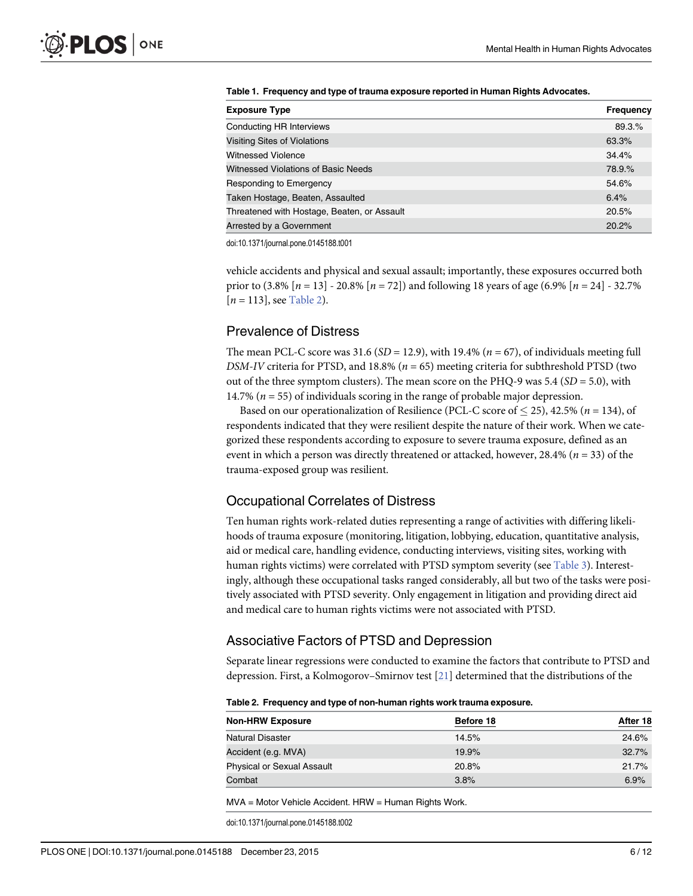**Table 1. Frequency and type of trauma exposure reported in Human Rights Advocates.**

| Exposure Type | Frequency |
|---|---|
| Conducting HR Interviews | 89.3.% |
| Visiting Sites of Violations | 63.3% |
| Witnessed Violence | 34.4% |
| Witnessed Violations of Basic Needs | 78.9.% |
| Responding to Emergency | 54.6% |
| Taken Hostage, Beaten, Assaulted | 6.4% |
| Threatened with Hostage, Beaten, or Assault | 20.5% |
| Arrested by a Government | 20.2% |

doi:10.1371/journal.pone.0145188.t001

vehicle accidents and physical and sexual assault; importantly, these exposures occurred both prior to (3.8% [$n$ = 13] - 20.8% [$n$ = 72]) and following 18 years of age (6.9% [$n$ = 24] - 32.7% [$n$ = 113], see Table 2).

## Prevalence of Distress

The mean PCL-C score was 31.6 ($SD$ = 12.9), with 19.4% ($n$ = 67), of individuals meeting full *DSM-IV* criteria for PTSD, and 18.8% ($n$ = 65) meeting criteria for subthreshold PTSD (two out of the three symptom clusters). The mean score on the PHQ-9 was 5.4 ($SD$ = 5.0), with 14.7% ($n$ = 55) of individuals scoring in the range of probable major depression.

Based on our operationalization of Resilience (PCL-C score of $\leq$ 25), 42.5% ($n$ = 134), of respondents indicated that they were resilient despite the nature of their work. When we categorized these respondents according to exposure to severe trauma exposure, defined as an event in which a person was directly threatened or attacked, however, 28.4% ($n$ = 33) of the trauma-exposed group was resilient.

## Occupational Correlates of Distress

Ten human rights work-related duties representing a range of activities with differing likelihoods of trauma exposure (monitoring, litigation, lobbying, education, quantitative analysis, aid or medical care, handling evidence, conducting interviews, visiting sites, working with human rights victims) were correlated with PTSD symptom severity (see Table 3). Interestingly, although these occupational tasks ranged considerably, all but two of the tasks were positively associated with PTSD severity. Only engagement in litigation and providing direct aid and medical care to human rights victims were not associated with PTSD.

## Associative Factors of PTSD and Depression

Separate linear regressions were conducted to examine the factors that contribute to PTSD and depression. First, a Kolmogorov–Smirnov test [21] determined that the distributions of the

**Table 2. Frequency and type of non-human rights work trauma exposure.**

| Non-HRW Exposure | Before 18 | After 18 |
|---|---|---|
| Natural Disaster | 14.5% | 24.6% |
| Accident (e.g. MVA) | 19.9% | 32.7% |
| Physical or Sexual Assault | 20.8% | 21.7% |
| Combat | 3.8% | 6.9% |

MVA = Motor Vehicle Accident. HRW = Human Rights Work.

doi:10.1371/journal.pone.0145188.t002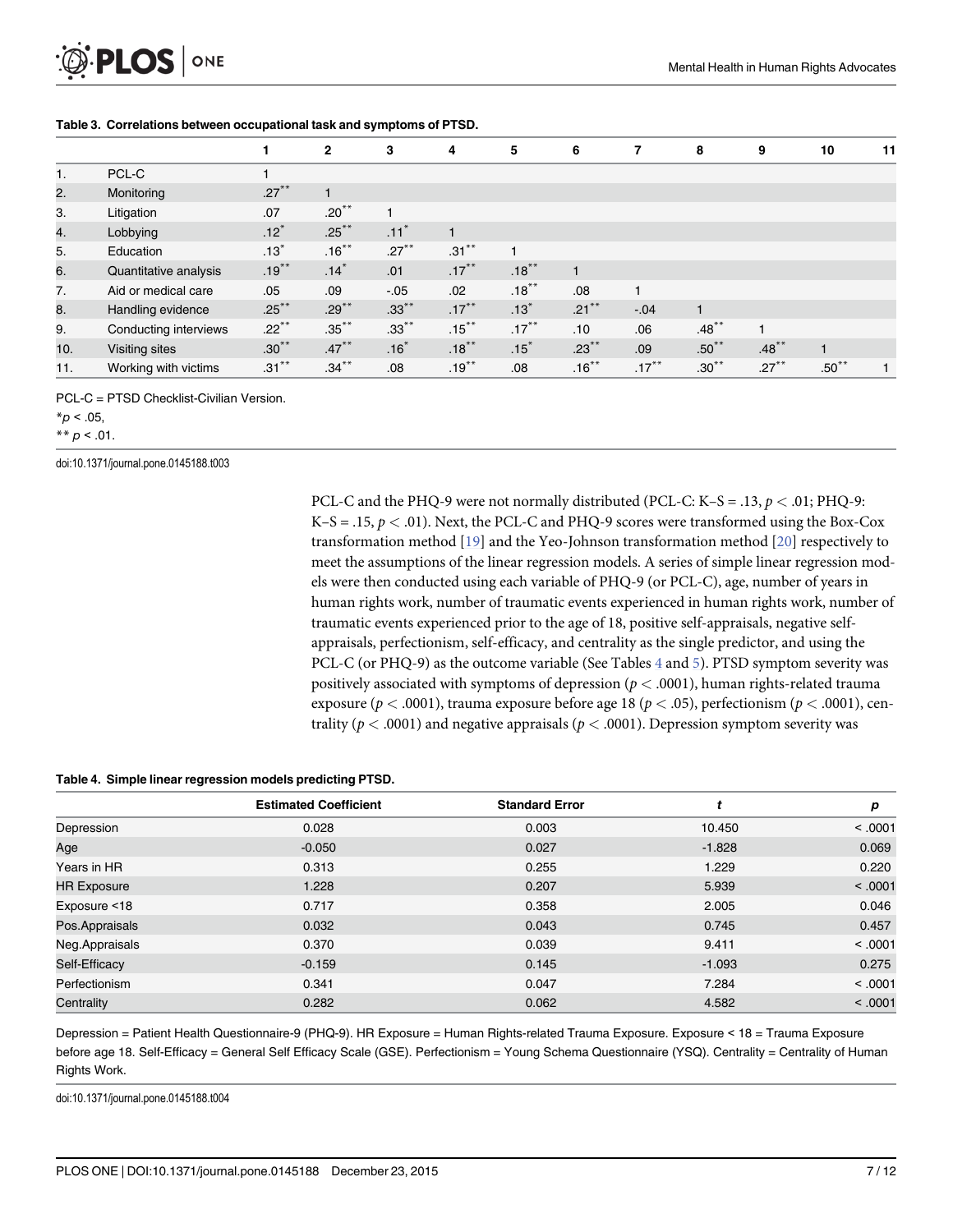**Table 3. Correlations between occupational task and symptoms of PTSD.**

| | | 1 | 2 | 3 | 4 | 5 | 6 | 7 | 8 | 9 | 10 | 11 |
|---|---|---|---|---|---|---|---|---|---|---|---|---|
| 1. | PCL-C | 1 | | | | | | | | | | |
| 2. | Monitoring | .27** | 1 | | | | | | | | | |
| 3. | Litigation | .07 | .20** | 1 | | | | | | | | |
| 4. | Lobbying | .12* | .25** | .11* | 1 | | | | | | | |
| 5. | Education | .13* | .16** | .27** | .31** | 1 | | | | | | |
| 6. | Quantitative analysis | .19** | .14* | .01 | .17** | .18** | 1 | | | | | |
| 7. | Aid or medical care | .05 | .09 | -.05 | .02 | .18** | .08 | 1 | | | | |
| 8. | Handling evidence | .25** | .29** | .33** | .17** | .13* | .21** | -.04 | 1 | | | |
| 9. | Conducting interviews | .22** | .35** | .33** | .15** | .17** | .10 | .06 | .48** | 1 | | |
| 10. | Visiting sites | .30** | .47** | .16* | .18** | .15* | .23** | .09 | .50** | .48** | 1 | |
| 11. | Working with victims | .31** | .34** | .08 | .19** | .08 | .16** | .17** | .30** | .27** | .50** | 1 |

PCL-C = PTSD Checklist-Civilian Version.

*$p < .05$,

** $p < .01$.

doi:10.1371/journal.pone.0145188.t003

PCL-C and the PHQ-9 were not normally distributed (PCL-C: K–S = .13, $p < .01$; PHQ-9: K–S = .15, $p < .01$). Next, the PCL-C and PHQ-9 scores were transformed using the Box-Cox transformation method [19] and the Yeo-Johnson transformation method [20] respectively to meet the assumptions of the linear regression models. A series of simple linear regression models were then conducted using each variable of PHQ-9 (or PCL-C), age, number of years in human rights work, number of traumatic events experienced in human rights work, number of traumatic events experienced prior to the age of 18, positive self-appraisals, negative self-appraisals, perfectionism, self-efficacy, and centrality as the single predictor, and using the PCL-C (or PHQ-9) as the outcome variable (See Tables 4 and 5). PTSD symptom severity was positively associated with symptoms of depression ($p < .0001$), human rights-related trauma exposure ($p < .0001$), trauma exposure before age 18 ($p < .05$), perfectionism ($p < .0001$), centrality ($p < .0001$) and negative appraisals ($p < .0001$). Depression symptom severity was

**Table 4. Simple linear regression models predicting PTSD.**

| | Estimated Coefficient | Standard Error | *t* | *p* |
|---|---|---|---|---|
| Depression | 0.028 | 0.003 | 10.450 | < .0001 |
| Age | -0.050 | 0.027 | -1.828 | 0.069 |
| Years in HR | 0.313 | 0.255 | 1.229 | 0.220 |
| HR Exposure | 1.228 | 0.207 | 5.939 | < .0001 |
| Exposure <18 | 0.717 | 0.358 | 2.005 | 0.046 |
| Pos.Appraisals | 0.032 | 0.043 | 0.745 | 0.457 |
| Neg.Appraisals | 0.370 | 0.039 | 9.411 | < .0001 |
| Self-Efficacy | -0.159 | 0.145 | -1.093 | 0.275 |
| Perfectionism | 0.341 | 0.047 | 7.284 | < .0001 |
| Centrality | 0.282 | 0.062 | 4.582 | < .0001 |

Depression = Patient Health Questionnaire-9 (PHQ-9). HR Exposure = Human Rights-related Trauma Exposure. Exposure < 18 = Trauma Exposure before age 18. Self-Efficacy = General Self Efficacy Scale (GSE). Perfectionism = Young Schema Questionnaire (YSQ). Centrality = Centrality of Human Rights Work.

doi:10.1371/journal.pone.0145188.t004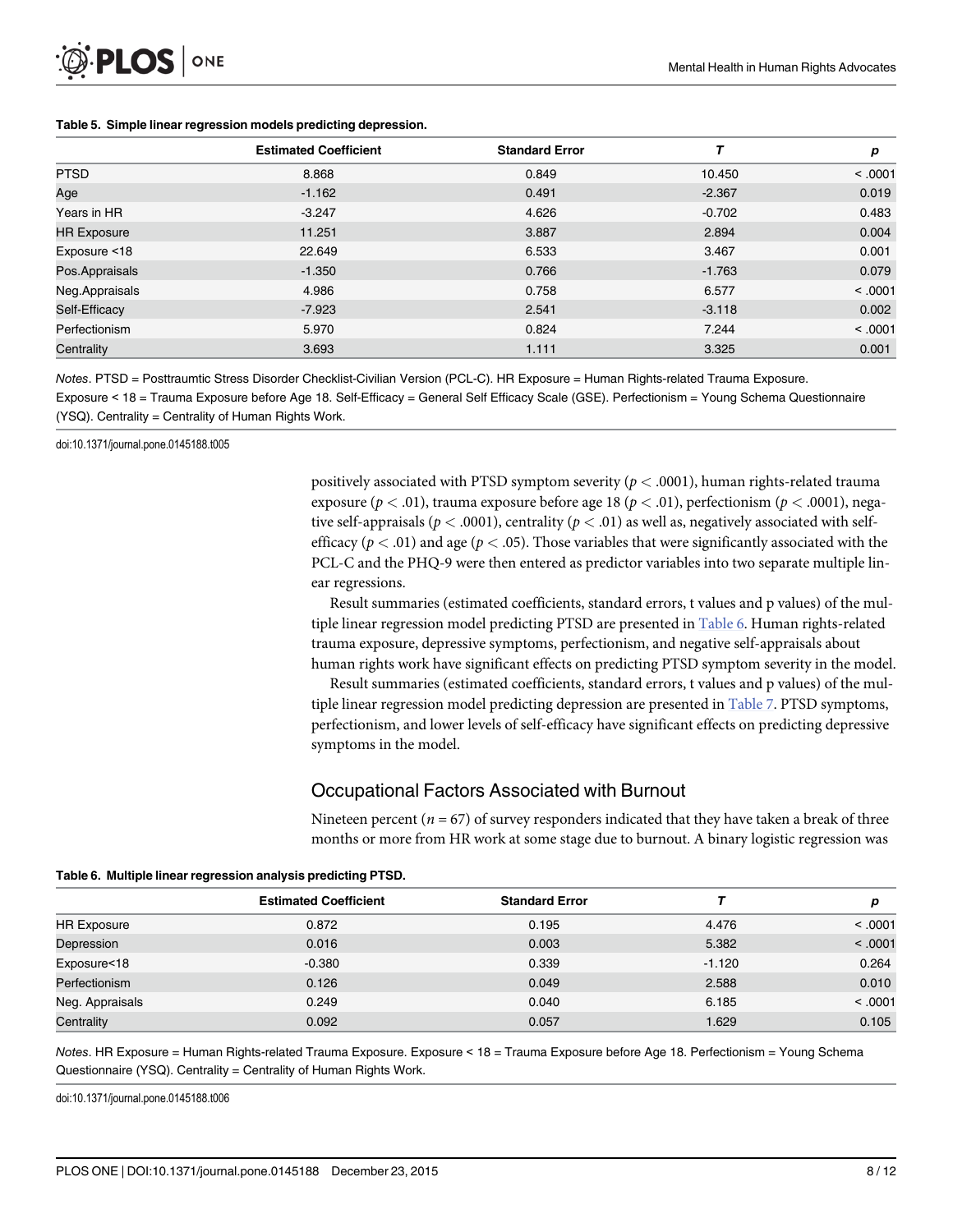**Table 5. Simple linear regression models predicting depression.**

| | Estimated Coefficient | Standard Error | T | p |
|---|---|---|---|---|
| PTSD | 8.868 | 0.849 | 10.450 | < .0001 |
| Age | -1.162 | 0.491 | -2.367 | 0.019 |
| Years in HR | -3.247 | 4.626 | -0.702 | 0.483 |
| HR Exposure | 11.251 | 3.887 | 2.894 | 0.004 |
| Exposure <18 | 22.649 | 6.533 | 3.467 | 0.001 |
| Pos.Appraisals | -1.350 | 0.766 | -1.763 | 0.079 |
| Neg.Appraisals | 4.986 | 0.758 | 6.577 | < .0001 |
| Self-Efficacy | -7.923 | 2.541 | -3.118 | 0.002 |
| Perfectionism | 5.970 | 0.824 | 7.244 | < .0001 |
| Centrality | 3.693 | 1.111 | 3.325 | 0.001 |

*Notes*. PTSD = Posttraumtic Stress Disorder Checklist-Civilian Version (PCL-C). HR Exposure = Human Rights-related Trauma Exposure. Exposure < 18 = Trauma Exposure before Age 18. Self-Efficacy = General Self Efficacy Scale (GSE). Perfectionism = Young Schema Questionnaire (YSQ). Centrality = Centrality of Human Rights Work.

doi:10.1371/journal.pone.0145188.t005

positively associated with PTSD symptom severity ($p < .0001$), human rights-related trauma exposure ($p < .01$), trauma exposure before age 18 ($p < .01$), perfectionism ($p < .0001$), negative self-appraisals ($p < .0001$), centrality ($p < .01$) as well as, negatively associated with self-efficacy ($p < .01$) and age ($p < .05$). Those variables that were significantly associated with the PCL-C and the PHQ-9 were then entered as predictor variables into two separate multiple linear regressions.

Result summaries (estimated coefficients, standard errors, t values and p values) of the multiple linear regression model predicting PTSD are presented in Table 6. Human rights-related trauma exposure, depressive symptoms, perfectionism, and negative self-appraisals about human rights work have significant effects on predicting PTSD symptom severity in the model.

Result summaries (estimated coefficients, standard errors, t values and p values) of the multiple linear regression model predicting depression are presented in Table 7. PTSD symptoms, perfectionism, and lower levels of self-efficacy have significant effects on predicting depressive symptoms in the model.

## Occupational Factors Associated with Burnout

Nineteen percent ($n = 67$) of survey responders indicated that they have taken a break of three months or more from HR work at some stage due to burnout. A binary logistic regression was

**Table 6. Multiple linear regression analysis predicting PTSD.**

| | Estimated Coefficient | Standard Error | T | p |
|---|---|---|---|---|
| HR Exposure | 0.872 | 0.195 | 4.476 | < .0001 |
| Depression | 0.016 | 0.003 | 5.382 | < .0001 |
| Exposure<18 | -0.380 | 0.339 | -1.120 | 0.264 |
| Perfectionism | 0.126 | 0.049 | 2.588 | 0.010 |
| Neg. Appraisals | 0.249 | 0.040 | 6.185 | < .0001 |
| Centrality | 0.092 | 0.057 | 1.629 | 0.105 |

*Notes*. HR Exposure = Human Rights-related Trauma Exposure. Exposure < 18 = Trauma Exposure before Age 18. Perfectionism = Young Schema Questionnaire (YSQ). Centrality = Centrality of Human Rights Work.

doi:10.1371/journal.pone.0145188.t006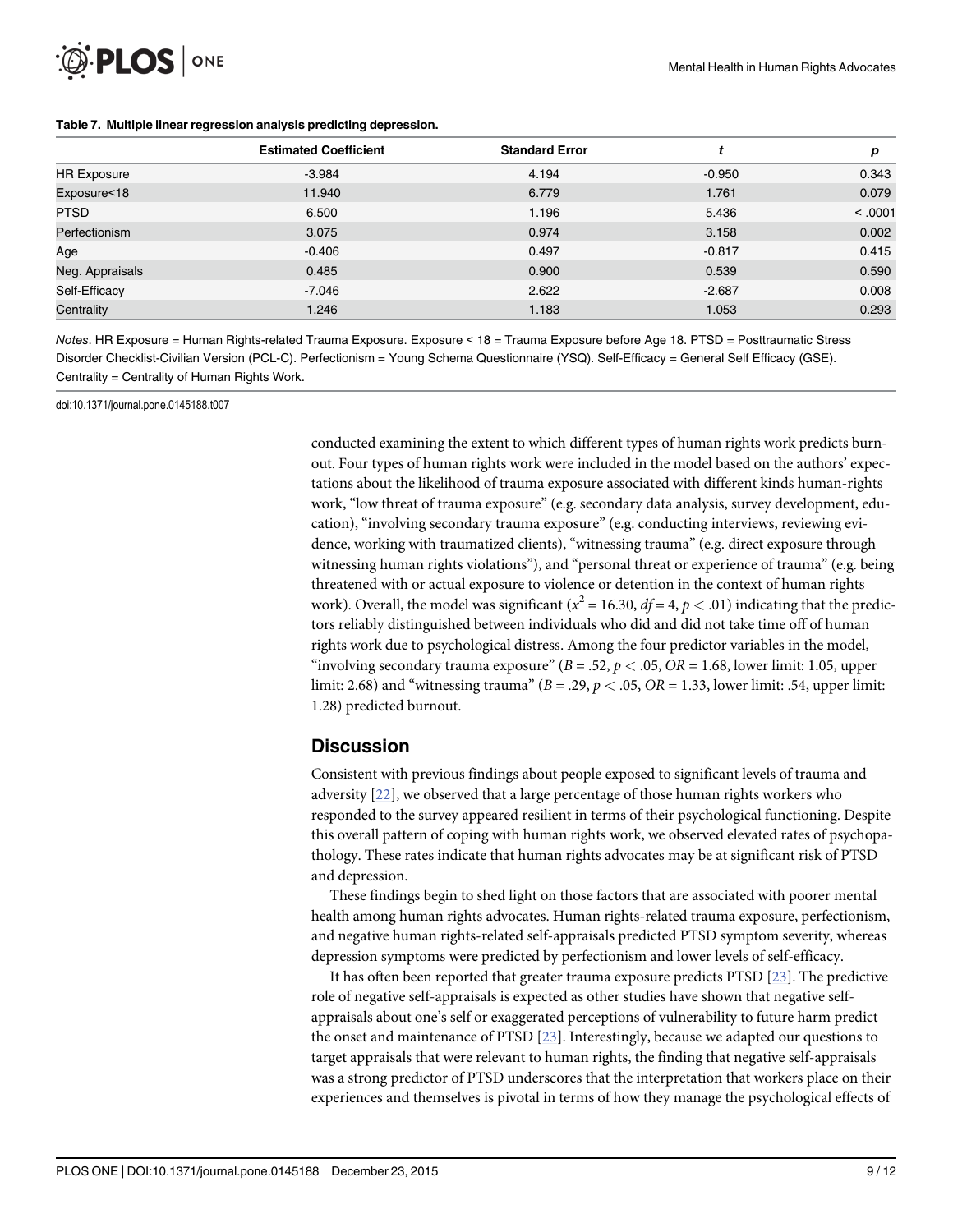**Table 7. Multiple linear regression analysis predicting depression.**

| | Estimated Coefficient | Standard Error | t | p |
|---|---|---|---|---|
| HR Exposure | -3.984 | 4.194 | -0.950 | 0.343 |
| Exposure<18 | 11.940 | 6.779 | 1.761 | 0.079 |
| PTSD | 6.500 | 1.196 | 5.436 | < .0001 |
| Perfectionism | 3.075 | 0.974 | 3.158 | 0.002 |
| Age | -0.406 | 0.497 | -0.817 | 0.415 |
| Neg. Appraisals | 0.485 | 0.900 | 0.539 | 0.590 |
| Self-Efficacy | -7.046 | 2.622 | -2.687 | 0.008 |
| Centrality | 1.246 | 1.183 | 1.053 | 0.293 |

*Notes*. HR Exposure = Human Rights-related Trauma Exposure. Exposure < 18 = Trauma Exposure before Age 18. PTSD = Posttraumatic Stress Disorder Checklist-Civilian Version (PCL-C). Perfectionism = Young Schema Questionnaire (YSQ). Self-Efficacy = General Self Efficacy (GSE). Centrality = Centrality of Human Rights Work.

doi:10.1371/journal.pone.0145188.t007

conducted examining the extent to which different types of human rights work predicts burnout. Four types of human rights work were included in the model based on the authors' expectations about the likelihood of trauma exposure associated with different kinds human-rights work, "low threat of trauma exposure" (e.g. secondary data analysis, survey development, education), "involving secondary trauma exposure" (e.g. conducting interviews, reviewing evidence, working with traumatized clients), "witnessing trauma" (e.g. direct exposure through witnessing human rights violations"), and "personal threat or experience of trauma" (e.g. being threatened with or actual exposure to violence or detention in the context of human rights work). Overall, the model was significant ($x^2 = 16.30$, $df = 4$, $p < .01$) indicating that the predictors reliably distinguished between individuals who did and did not take time off of human rights work due to psychological distress. Among the four predictor variables in the model, "involving secondary trauma exposure" ($B = .52$, $p < .05$, $OR = 1.68$, lower limit: 1.05, upper limit: 2.68) and "witnessing trauma" ($B = .29$, $p < .05$, $OR = 1.33$, lower limit: .54, upper limit: 1.28) predicted burnout.

## Discussion

Consistent with previous findings about people exposed to significant levels of trauma and adversity [22], we observed that a large percentage of those human rights workers who responded to the survey appeared resilient in terms of their psychological functioning. Despite this overall pattern of coping with human rights work, we observed elevated rates of psychopathology. These rates indicate that human rights advocates may be at significant risk of PTSD and depression.

These findings begin to shed light on those factors that are associated with poorer mental health among human rights advocates. Human rights-related trauma exposure, perfectionism, and negative human rights-related self-appraisals predicted PTSD symptom severity, whereas depression symptoms were predicted by perfectionism and lower levels of self-efficacy.

It has often been reported that greater trauma exposure predicts PTSD [23]. The predictive role of negative self-appraisals is expected as other studies have shown that negative self-appraisals about one's self or exaggerated perceptions of vulnerability to future harm predict the onset and maintenance of PTSD [23]. Interestingly, because we adapted our questions to target appraisals that were relevant to human rights, the finding that negative self-appraisals was a strong predictor of PTSD underscores that the interpretation that workers place on their experiences and themselves is pivotal in terms of how they manage the psychological effects of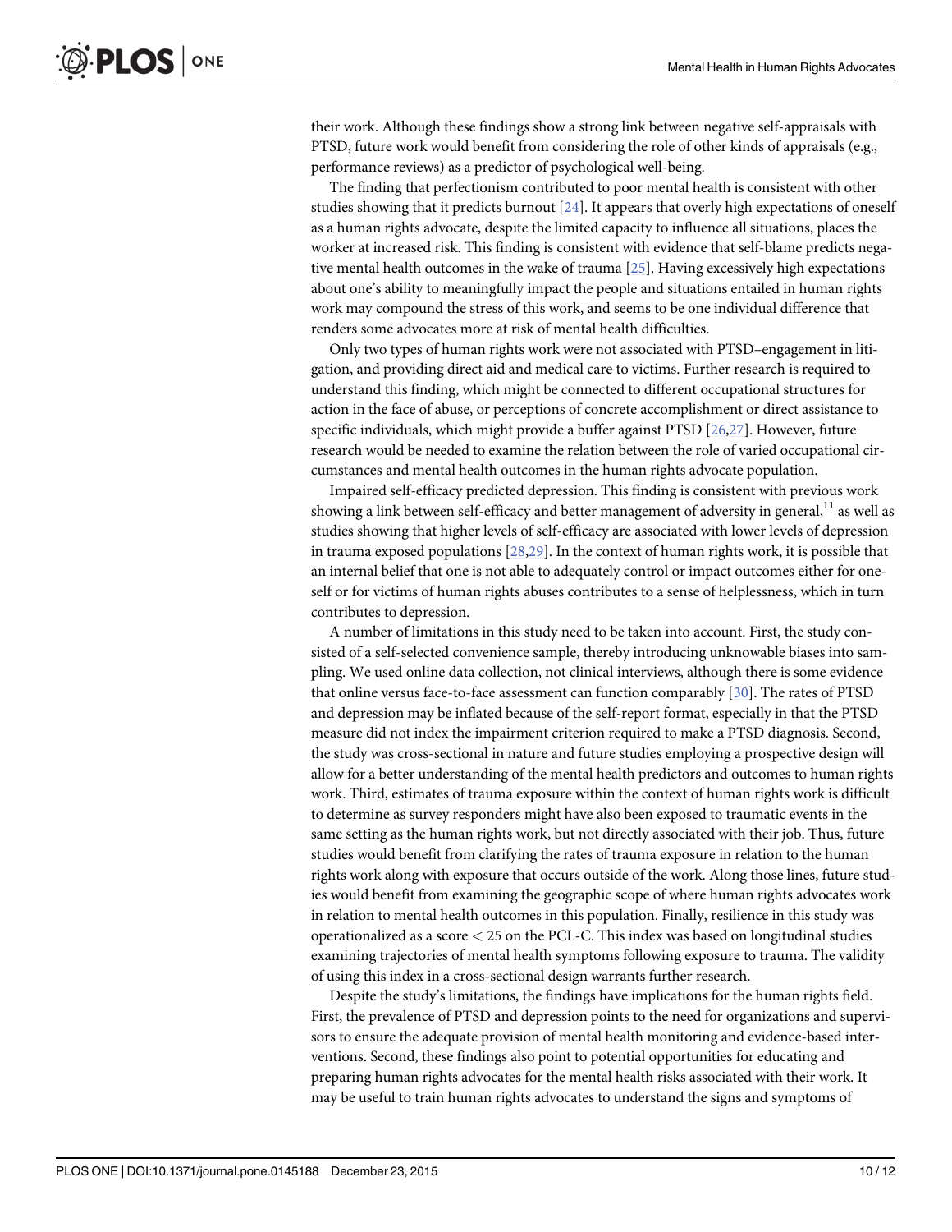their work. Although these findings show a strong link between negative self-appraisals with PTSD, future work would benefit from considering the role of other kinds of appraisals (e.g., performance reviews) as a predictor of psychological well-being.

The finding that perfectionism contributed to poor mental health is consistent with other studies showing that it predicts burnout [24]. It appears that overly high expectations of oneself as a human rights advocate, despite the limited capacity to influence all situations, places the worker at increased risk. This finding is consistent with evidence that self-blame predicts negative mental health outcomes in the wake of trauma [25]. Having excessively high expectations about one's ability to meaningfully impact the people and situations entailed in human rights work may compound the stress of this work, and seems to be one individual difference that renders some advocates more at risk of mental health difficulties.

Only two types of human rights work were not associated with PTSD–engagement in litigation, and providing direct aid and medical care to victims. Further research is required to understand this finding, which might be connected to different occupational structures for action in the face of abuse, or perceptions of concrete accomplishment or direct assistance to specific individuals, which might provide a buffer against PTSD [26,27]. However, future research would be needed to examine the relation between the role of varied occupational circumstances and mental health outcomes in the human rights advocate population.

Impaired self-efficacy predicted depression. This finding is consistent with previous work showing a link between self-efficacy and better management of adversity in general,[11] as well as studies showing that higher levels of self-efficacy are associated with lower levels of depression in trauma exposed populations [28,29]. In the context of human rights work, it is possible that an internal belief that one is not able to adequately control or impact outcomes either for oneself or for victims of human rights abuses contributes to a sense of helplessness, which in turn contributes to depression.

A number of limitations in this study need to be taken into account. First, the study consisted of a self-selected convenience sample, thereby introducing unknowable biases into sampling. We used online data collection, not clinical interviews, although there is some evidence that online versus face-to-face assessment can function comparably [30]. The rates of PTSD and depression may be inflated because of the self-report format, especially in that the PTSD measure did not index the impairment criterion required to make a PTSD diagnosis. Second, the study was cross-sectional in nature and future studies employing a prospective design will allow for a better understanding of the mental health predictors and outcomes to human rights work. Third, estimates of trauma exposure within the context of human rights work is difficult to determine as survey responders might have also been exposed to traumatic events in the same setting as the human rights work, but not directly associated with their job. Thus, future studies would benefit from clarifying the rates of trauma exposure in relation to the human rights work along with exposure that occurs outside of the work. Along those lines, future studies would benefit from examining the geographic scope of where human rights advocates work in relation to mental health outcomes in this population. Finally, resilience in this study was operationalized as a score $< 25$ on the PCL-C. This index was based on longitudinal studies examining trajectories of mental health symptoms following exposure to trauma. The validity of using this index in a cross-sectional design warrants further research.

Despite the study's limitations, the findings have implications for the human rights field. First, the prevalence of PTSD and depression points to the need for organizations and supervisors to ensure the adequate provision of mental health monitoring and evidence-based interventions. Second, these findings also point to potential opportunities for educating and preparing human rights advocates for the mental health risks associated with their work. It may be useful to train human rights advocates to understand the signs and symptoms of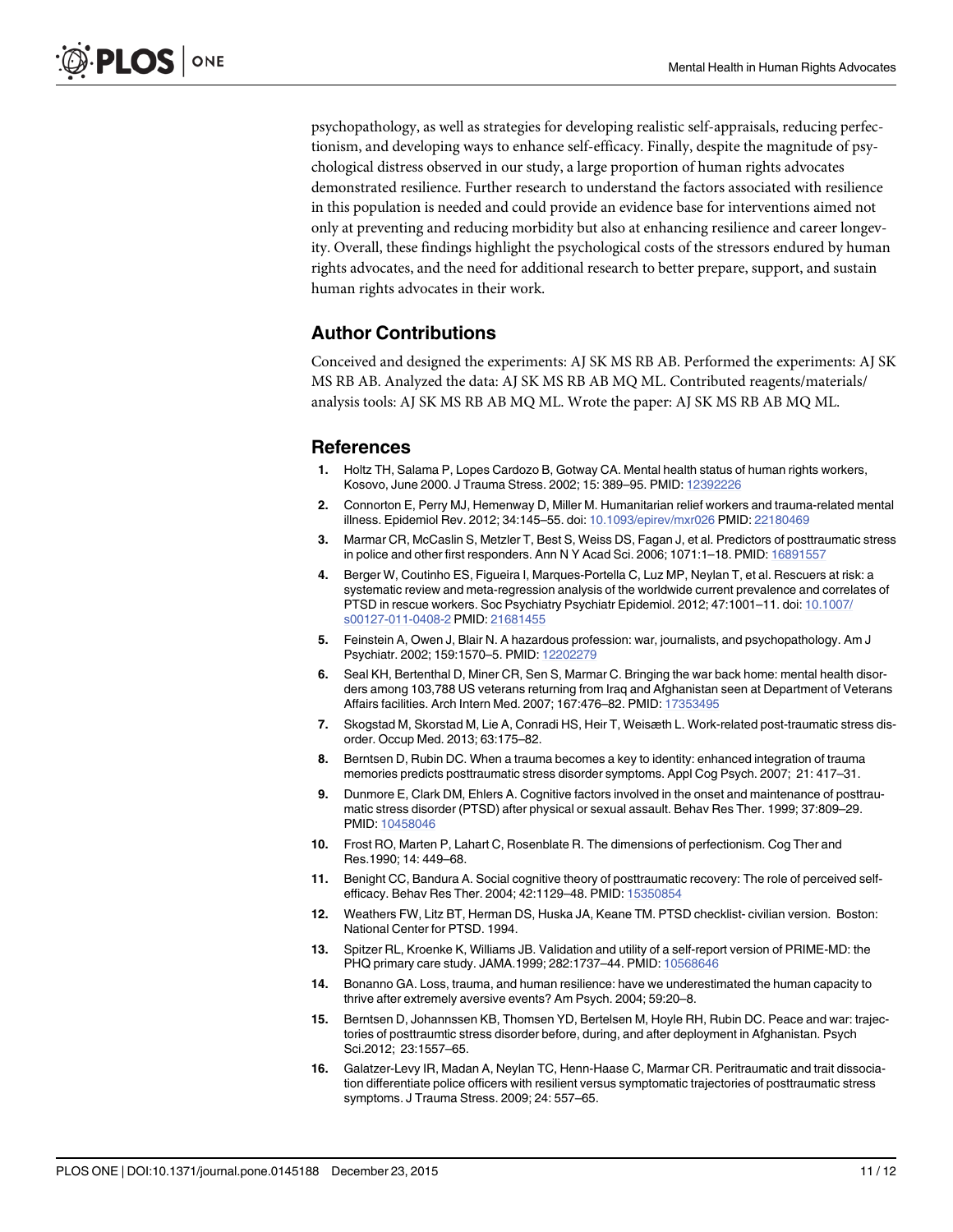psychopathology, as well as strategies for developing realistic self-appraisals, reducing perfectionism, and developing ways to enhance self-efficacy. Finally, despite the magnitude of psychological distress observed in our study, a large proportion of human rights advocates demonstrated resilience. Further research to understand the factors associated with resilience in this population is needed and could provide an evidence base for interventions aimed not only at preventing and reducing morbidity but also at enhancing resilience and career longevity. Overall, these findings highlight the psychological costs of the stressors endured by human rights advocates, and the need for additional research to better prepare, support, and sustain human rights advocates in their work.

## Author Contributions

Conceived and designed the experiments: AJ SK MS RB AB. Performed the experiments: AJ SK MS RB AB. Analyzed the data: AJ SK MS RB AB MQ ML. Contributed reagents/materials/analysis tools: AJ SK MS RB AB MQ ML. Wrote the paper: AJ SK MS RB AB MQ ML.

## References

1. Holtz TH, Salama P, Lopes Cardozo B, Gotway CA. Mental health status of human rights workers, Kosovo, June 2000. J Trauma Stress. 2002; 15: 389–95. PMID: 12392226
2. Connorton E, Perry MJ, Hemenway D, Miller M. Humanitarian relief workers and trauma-related mental illness. Epidemiol Rev. 2012; 34:145–55. doi: 10.1093/epirev/mxr026 PMID: 22180469
3. Marmar CR, McCaslin S, Metzler T, Best S, Weiss DS, Fagan J, et al. Predictors of posttraumatic stress in police and other first responders. Ann N Y Acad Sci. 2006; 1071:1–18. PMID: 16891557
4. Berger W, Coutinho ES, Figueira I, Marques-Portella C, Luz MP, Neylan T, et al. Rescuers at risk: a systematic review and meta-regression analysis of the worldwide current prevalence and correlates of PTSD in rescue workers. Soc Psychiatry Psychiatr Epidemiol. 2012; 47:1001–11. doi: 10.1007/s00127-011-0408-2 PMID: 21681455
5. Feinstein A, Owen J, Blair N. A hazardous profession: war, journalists, and psychopathology. Am J Psychiatr. 2002; 159:1570–5. PMID: 12202279
6. Seal KH, Bertenthal D, Miner CR, Sen S, Marmar C. Bringing the war back home: mental health disorders among 103,788 US veterans returning from Iraq and Afghanistan seen at Department of Veterans Affairs facilities. Arch Intern Med. 2007; 167:476–82. PMID: 17353495
7. Skogstad M, Skorstad M, Lie A, Conradi HS, Heir T, Weisæth L. Work-related post-traumatic stress disorder. Occup Med. 2013; 63:175–82.
8. Berntsen D, Rubin DC. When a trauma becomes a key to identity: enhanced integration of trauma memories predicts posttraumatic stress disorder symptoms. Appl Cog Psych. 2007; 21: 417–31.
9. Dunmore E, Clark DM, Ehlers A. Cognitive factors involved in the onset and maintenance of posttraumatic stress disorder (PTSD) after physical or sexual assault. Behav Res Ther. 1999; 37:809–29. PMID: 10458046
10. Frost RO, Marten P, Lahart C, Rosenblate R. The dimensions of perfectionism. Cog Ther and Res.1990; 14: 449–68.
11. Benight CC, Bandura A. Social cognitive theory of posttraumatic recovery: The role of perceived self-efficacy. Behav Res Ther. 2004; 42:1129–48. PMID: 15350854
12. Weathers FW, Litz BT, Herman DS, Huska JA, Keane TM. PTSD checklist- civilian version. Boston: National Center for PTSD. 1994.
13. Spitzer RL, Kroenke K, Williams JB. Validation and utility of a self-report version of PRIME-MD: the PHQ primary care study. JAMA.1999; 282:1737–44. PMID: 10568646
14. Bonanno GA. Loss, trauma, and human resilience: have we underestimated the human capacity to thrive after extremely aversive events? Am Psych. 2004; 59:20–8.
15. Berntsen D, Johannssen KB, Thomsen YD, Bertelsen M, Hoyle RH, Rubin DC. Peace and war: trajectories of posttraumtic stress disorder before, during, and after deployment in Afghanistan. Psych Sci.2012; 23:1557–65.
16. Galatzer-Levy IR, Madan A, Neylan TC, Henn-Haase C, Marmar CR. Peritraumatic and trait dissociation differentiate police officers with resilient versus symptomatic trajectories of posttraumatic stress symptoms. J Trauma Stress. 2009; 24: 557–65.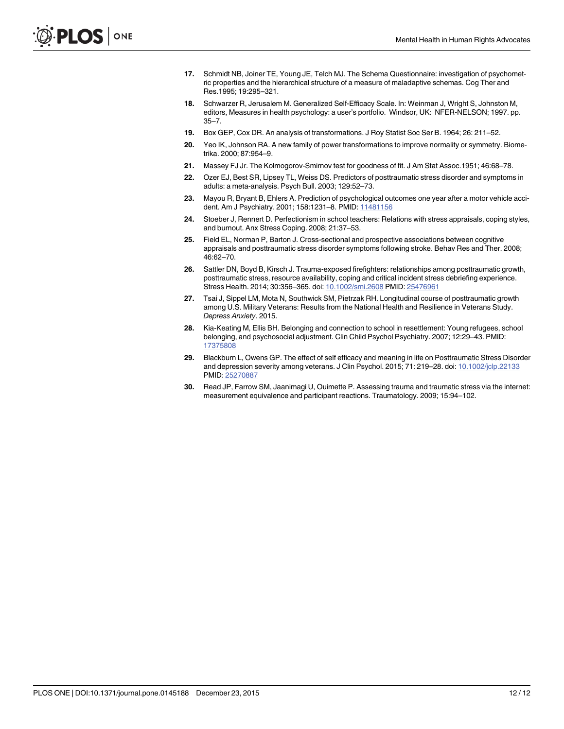17. Schmidt NB, Joiner TE, Young JE, Telch MJ. The Schema Questionnaire: investigation of psychometric properties and the hierarchical structure of a measure of maladaptive schemas. Cog Ther and Res.1995; 19:295–321.
18. Schwarzer R, Jerusalem M. Generalized Self-Efficacy Scale. In: Weinman J, Wright S, Johnston M, editors, Measures in health psychology: a user's portfolio. Windsor, UK: NFER-NELSON; 1997. pp. 35–7.
19. Box GEP, Cox DR. An analysis of transformations. J Roy Statist Soc Ser B. 1964; 26: 211–52.
20. Yeo IK, Johnson RA. A new family of power transformations to improve normality or symmetry. Biometrika. 2000; 87:954–9.
21. Massey FJ Jr. The Kolmogorov-Smirnov test for goodness of fit. J Am Stat Assoc.1951; 46:68–78.
22. Ozer EJ, Best SR, Lipsey TL, Weiss DS. Predictors of posttraumatic stress disorder and symptoms in adults: a meta-analysis. Psych Bull. 2003; 129:52–73.
23. Mayou R, Bryant B, Ehlers A. Prediction of psychological outcomes one year after a motor vehicle accident. Am J Psychiatry. 2001; 158:1231–8. PMID: 11481156
24. Stoeber J, Rennert D. Perfectionism in school teachers: Relations with stress appraisals, coping styles, and burnout. Anx Stress Coping. 2008; 21:37–53.
25. Field EL, Norman P, Barton J. Cross-sectional and prospective associations between cognitive appraisals and posttraumatic stress disorder symptoms following stroke. Behav Res and Ther. 2008; 46:62–70.
26. Sattler DN, Boyd B, Kirsch J. Trauma-exposed firefighters: relationships among posttraumatic growth, posttraumatic stress, resource availability, coping and critical incident stress debriefing experience. Stress Health. 2014; 30:356–365. doi: 10.1002/smi.2608 PMID: 25476961
27. Tsai J, Sippel LM, Mota N, Southwick SM, Pietrzak RH. Longitudinal course of posttraumatic growth among U.S. Military Veterans: Results from the National Health and Resilience in Veterans Study. *Depress Anxiety*. 2015.
28. Kia-Keating M, Ellis BH. Belonging and connection to school in resettlement: Young refugees, school belonging, and psychosocial adjustment. Clin Child Psychol Psychiatry. 2007; 12:29–43. PMID: 17375808
29. Blackburn L, Owens GP. The effect of self efficacy and meaning in life on Posttraumatic Stress Disorder and depression severity among veterans. J Clin Psychol. 2015; 71: 219–28. doi: 10.1002/jclp.22133 PMID: 25270887
30. Read JP, Farrow SM, Jaanimagi U, Ouimette P. Assessing trauma and traumatic stress via the internet: measurement equivalence and participant reactions. Traumatology. 2009; 15:94–102.